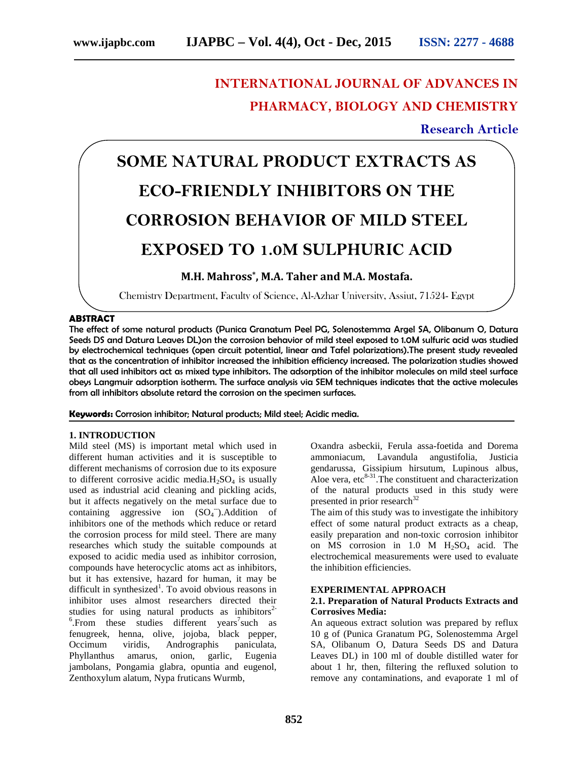**INTERNATIONAL JOURNAL OF ADVANCES IN PHARMACY, BIOLOGY AND CHEMISTRY**

**Research Article**

# SOME NATURAL PRODUCT EXTRACTS AS ECO-FRIENDLY INHIBITORS ON THE CORROSION BEHAVIOR OF MILD STEEL EXPOSED TO 1.0M SULPHURIC ACID

**M.H. Mahross*, M.A. Taher and M.A. Mostafa.**

Chemistry Department, Faculty of Science, Al-Azhar University, Assiut, 71524- Egypt

## ABSTRACT

**The effect of some natural products (Punica Granatum Peel PG, Solenostemma Argel SA, Olibanum O, Datura Seeds DS and Datura Leaves DL)on the corrosion behavior of mild steel exposed to 1.0M sulfuric acid was studied by electrochemical techniques (open circuit potential, linear and Tafel polarizations).The present study revealed that as the concentration of inhibitor increased the inhibition efficiency increased. The polarization studies showed that all used inhibitors act as mixed type inhibitors. The adsorption of the inhibitor molecules on mild steel surface obeys Langmuir adsorption isotherm. The surface analysis via SEM techniques indicates that the active molecules from all inhibitors absolute retard the corrosion on the specimen surfaces.**

**Keywords:** Corrosion inhibitor; Natural products; Mild steel; Acidic media.

## 1. INTRODUCTION

Mild steel (MS) is important metal which used in different human activities and it is susceptible to different mechanisms of corrosion due to its exposure to different corrosive acidic media.$H_2SO_4$ is usually used as industrial acid cleaning and pickling acids, but it affects negatively on the metal surface due to containing aggressive ion ($SO_4^{--}$).Addition of inhibitors one of the methods which reduce or retard the corrosion process for mild steel. There are many researches which study the suitable compounds at exposed to acidic media used as inhibitor corrosion, compounds have heterocyclic atoms act as inhibitors, but it has extensive, hazard for human, it may be difficult in synthesized[1]. To avoid obvious reasons in inhibitor uses almost researchers directed their studies for using natural products as inhibitors[2-6].From these studies different years[7]such as fenugreek, henna, olive, jojoba, black pepper, Occimum viridis, Andrographis paniculata, Phyllanthus amarus, onion, garlic, Eugenia jambolans, Pongamia glabra, opuntia and eugenol, Zenthoxylum alatum, Nypa fruticans Wurmb, Oxandra asbeckii, Ferula assa-foetida and Dorema ammoniacum, Lavandula angustifolia, Justicia gendarussa, Gissipium hirsutum, Lupinous albus, Aloe vera, etc[8-31].The constituent and characterization of the natural products used in this study were presented in prior research[32]

The aim of this study was to investigate the inhibitory effect of some natural product extracts as a cheap, easily preparation and non-toxic corrosion inhibitor on MS corrosion in 1.0 M $H_2SO_4$ acid. The electrochemical measurements were used to evaluate the inhibition efficiencies.

## EXPERIMENTAL APPROACH

### 2.1. Preparation of Natural Products Extracts and Corrosives Media:

An aqueous extract solution was prepared by reflux 10 g of (Punica Granatum PG, Solenostemma Argel SA, Olibanum O, Datura Seeds DS and Datura Leaves DL) in 100 ml of double distilled water for about 1 hr, then, filtering the refluxed solution to remove any contaminations, and evaporate 1 ml of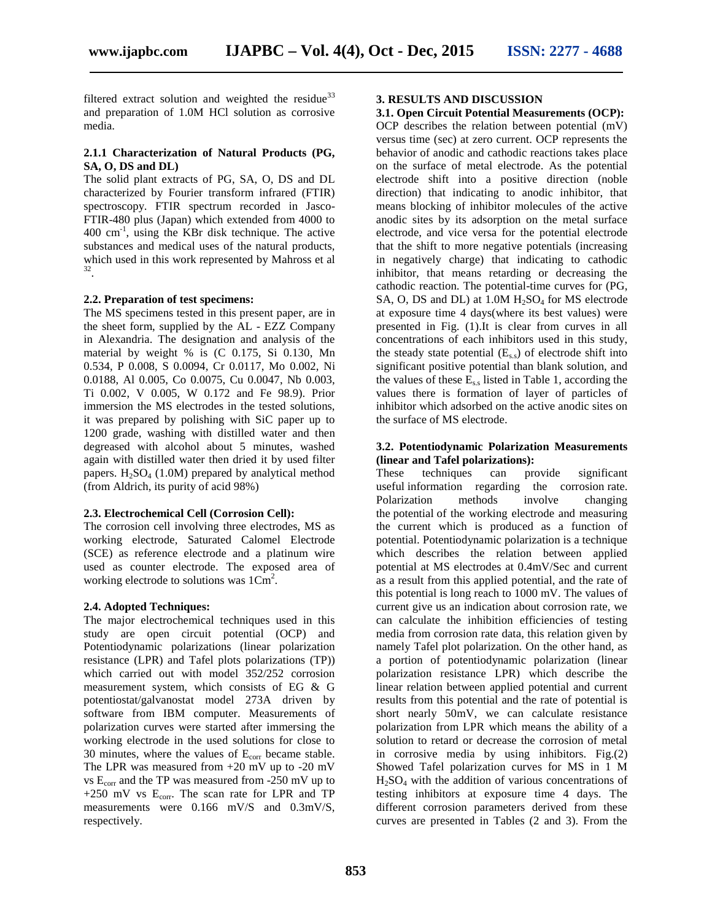filtered extract solution and weighted the residue[33] and preparation of 1.0M HCl solution as corrosive media.

### 2.1.1 Characterization of Natural Products (PG, SA, O, DS and DL)

The solid plant extracts of PG, SA, O, DS and DL characterized by Fourier transform infrared (FTIR) spectroscopy. FTIR spectrum recorded in Jasco-FTIR-480 plus (Japan) which extended from 4000 to 400 $cm^{-1}$, using the KBr disk technique. The active substances and medical uses of the natural products, which used in this work represented by Mahross et al [32].

### 2.2. Preparation of test specimens:

The MS specimens tested in this present paper, are in the sheet form, supplied by the AL - EZZ Company in Alexandria. The designation and analysis of the material by weight % is (C 0.175, Si 0.130, Mn 0.534, P 0.008, S 0.0094, Cr 0.0117, Mo 0.002, Ni 0.0188, Al 0.005, Co 0.0075, Cu 0.0047, Nb 0.003, Ti 0.002, V 0.005, W 0.172 and Fe 98.9). Prior immersion the MS electrodes in the tested solutions, it was prepared by polishing with SiC paper up to 1200 grade, washing with distilled water and then degreased with alcohol about 5 minutes, washed again with distilled water then dried it by used filter papers. $H_2SO_4$ (1.0M) prepared by analytical method (from Aldrich, its purity of acid 98%)

### 2.3. Electrochemical Cell (Corrosion Cell):

The corrosion cell involving three electrodes, MS as working electrode, Saturated Calomel Electrode (SCE) as reference electrode and a platinum wire used as counter electrode. The exposed area of working electrode to solutions was $1Cm^2$.

### 2.4. Adopted Techniques:

The major electrochemical techniques used in this study are open circuit potential (OCP) and Potentiodynamic polarizations (linear polarization resistance (LPR) and Tafel plots polarizations (TP)) which carried out with model 352/252 corrosion measurement system, which consists of EG & G potentiostat/galvanostat model 273A driven by software from IBM computer. Measurements of polarization curves were started after immersing the working electrode in the used solutions for close to 30 minutes, where the values of $E_{corr}$ became stable. The LPR was measured from +20 mV up to -20 mV vs $E_{corr}$ and the TP was measured from -250 mV up to +250 mV vs $E_{corr}$. The scan rate for LPR and TP measurements were 0.166 mV/S and 0.3mV/S, respectively.

## 3. RESULTS AND DISCUSSION

### 3.1. Open Circuit Potential Measurements (OCP):

OCP describes the relation between potential (mV) versus time (sec) at zero current. OCP represents the behavior of anodic and cathodic reactions takes place on the surface of metal electrode. As the potential electrode shift into a positive direction (noble direction) that indicating to anodic inhibitor, that means blocking of inhibitor molecules of the active anodic sites by its adsorption on the metal surface electrode, and vice versa for the potential electrode that the shift to more negative potentials (increasing in negatively charge) that indicating to cathodic inhibitor, that means retarding or decreasing the cathodic reaction. The potential-time curves for (PG, SA, O, DS and DL) at 1.0M $H_2SO_4$ for MS electrode at exposure time 4 days(where its best values) were presented in Fig. (1).It is clear from curves in all concentrations of each inhibitors used in this study, the steady state potential ($E_{s.s}$) of electrode shift into significant positive potential than blank solution, and the values of these $E_{s.s}$ listed in Table 1, according the values there is formation of layer of particles of inhibitor which adsorbed on the active anodic sites on the surface of MS electrode.

### 3.2. Potentiodynamic Polarization Measurements (linear and Tafel polarizations):

These techniques can provide significant useful information regarding the corrosion rate. Polarization methods involve changing the potential of the working electrode and measuring the current which is produced as a function of potential. Potentiodynamic polarization is a technique which describes the relation between applied potential at MS electrodes at 0.4mV/Sec and current as a result from this applied potential, and the rate of this potential is long reach to 1000 mV. The values of current give us an indication about corrosion rate, we can calculate the inhibition efficiencies of testing media from corrosion rate data, this relation given by namely Tafel plot polarization. On the other hand, as a portion of potentiodynamic polarization (linear polarization resistance LPR) which describe the linear relation between applied potential and current results from this potential and the rate of potential is short nearly 50mV, we can calculate resistance polarization from LPR which means the ability of a solution to retard or decrease the corrosion of metal in corrosive media by using inhibitors. Fig.(2) Showed Tafel polarization curves for MS in 1 M $H_2SO_4$ with the addition of various concentrations of testing inhibitors at exposure time 4 days. The different corrosion parameters derived from these curves are presented in Tables (2 and 3). From the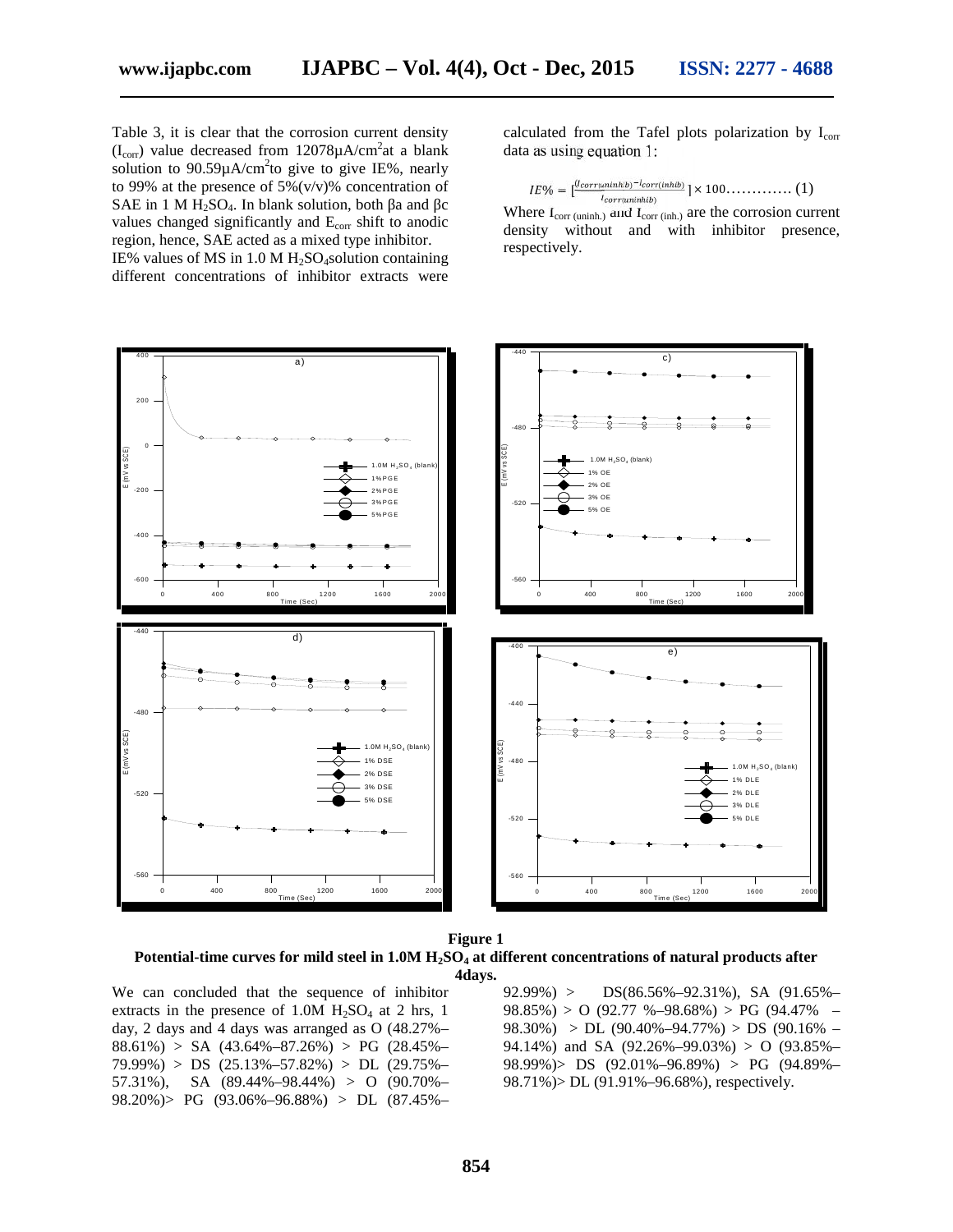Table 3, it is clear that the corrosion current density ($I_{corr}$) value decreased from 12078µA/cm$^2$at a blank solution to 90.59µA/cm$^2$to give to give IE%, nearly to 99% at the presence of 5%(v/v)% concentration of SAE in 1 M $H_2SO_4$. In blank solution, both βa and βc values changed significantly and $E_{corr}$ shift to anodic region, hence, SAE acted as a mixed type inhibitor.

IE% values of MS in 1.0 M $H_2SO_4$solution containing different concentrations of inhibitor extracts were calculated from the Tafel plots polarization by $I_{corr}$ data as using equation 1:

$$IE\% = \left[\frac{(I_{corr(uninhib)} - I_{corr(inhib)})}{I_{corr(uninhib)}}\right] \times 100 \ldots\ldots\ldots\ldots (1)$$

Where $I_{corr\ (uninh.)}$ and $I_{corr\ (inh.)}$ are the corrosion current density without and with inhibitor presence, respectively.

**Figure 1**
**Potential-time curves for mild steel in 1.0M $H_2SO_4$ at different concentrations of natural products after 4days.**

We can concluded that the sequence of inhibitor extracts in the presence of 1.0M $H_2SO_4$ at 2 hrs, 1 day, 2 days and 4 days was arranged as O (48.27%–88.61%) > SA (43.64%–87.26%) > PG (28.45%–79.99%) > DS (25.13%–57.82%) > DL (29.75%–57.31%), SA (89.44%–98.44%) > O (90.70%–98.20%)> PG (93.06%–96.88%) > DL (87.45%–92.99%) > DS(86.56%–92.31%), SA (91.65%–98.85%) > O (92.77 %–98.68%) > PG (94.47% – 98.30%) > DL (90.40%–94.77%) > DS (90.16% – 94.14%) and SA (92.26%–99.03%) > O (93.85%–98.99%)> DS (92.01%–96.89%) > PG (94.89%–98.71%)> DL (91.91%–96.68%), respectively.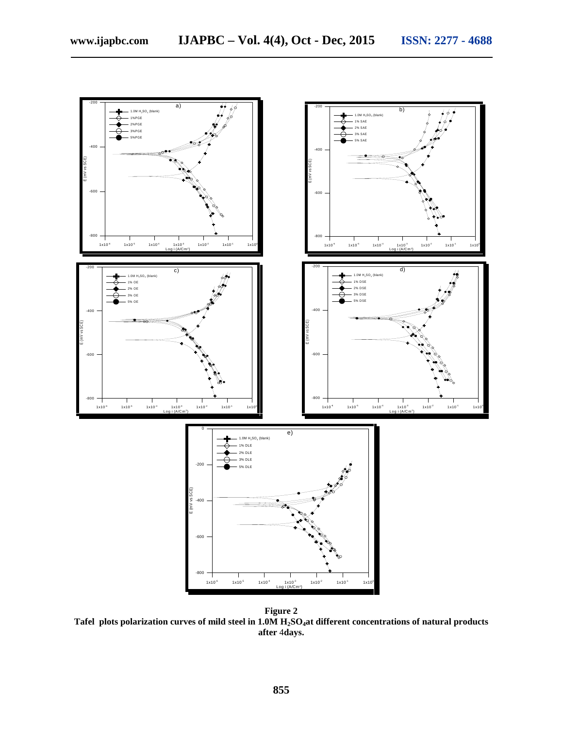**Figure 2**

**Tafel plots polarization curves of mild steel in 1.0M $H_2SO_4$ at different concentrations of natural products after 4days.**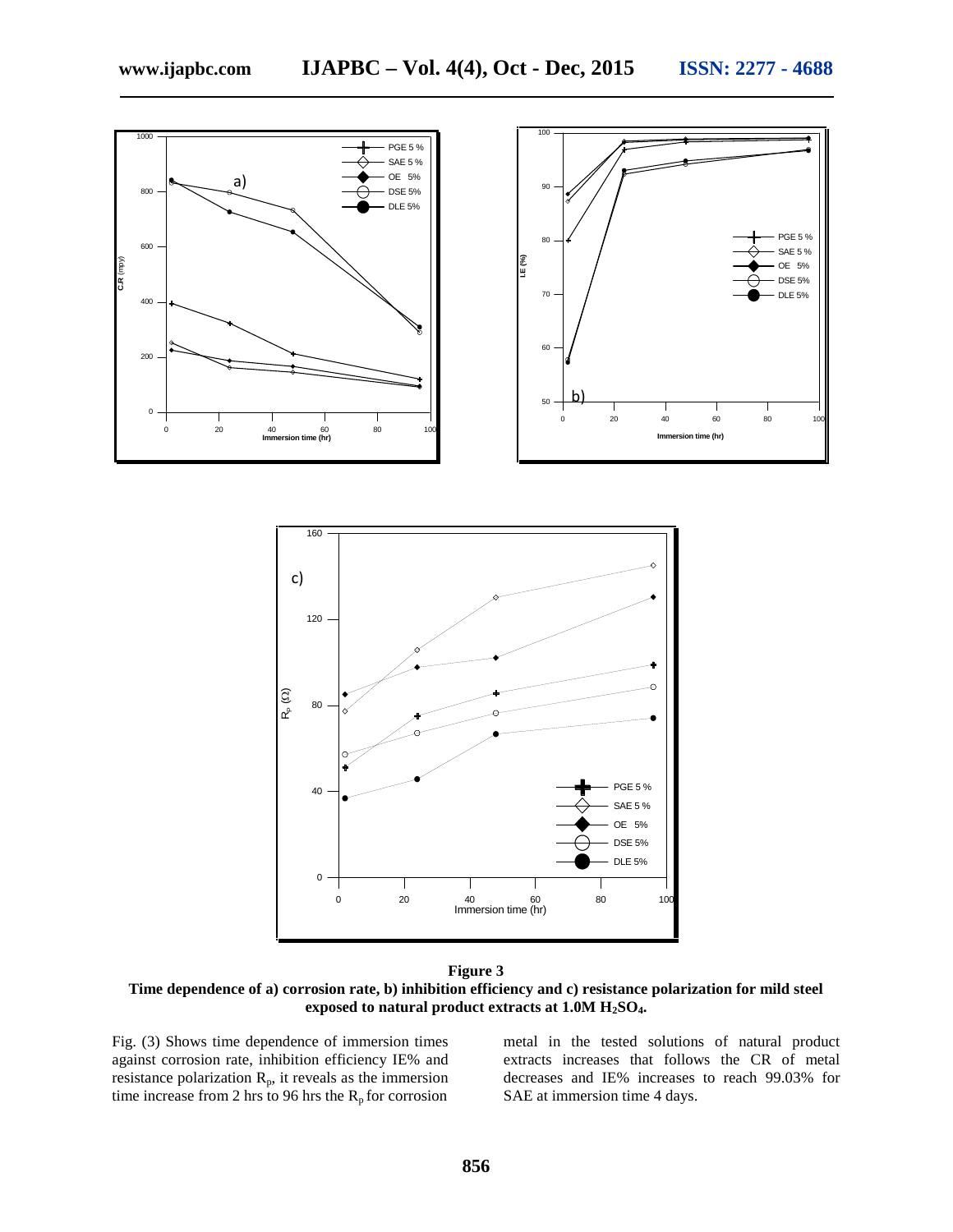**Figure 3**
**Time dependence of a) corrosion rate, b) inhibition efficiency and c) resistance polarization for mild steel exposed to natural product extracts at 1.0M $H_2SO_4$.**

Fig. (3) Shows time dependence of immersion times against corrosion rate, inhibition efficiency IE% and resistance polarization $R_p$, it reveals as the immersion time increase from 2 hrs to 96 hrs the $R_p$ for corrosion metal in the tested solutions of natural product extracts increases that follows the CR of metal decreases and IE% increases to reach 99.03% for SAE at immersion time 4 days.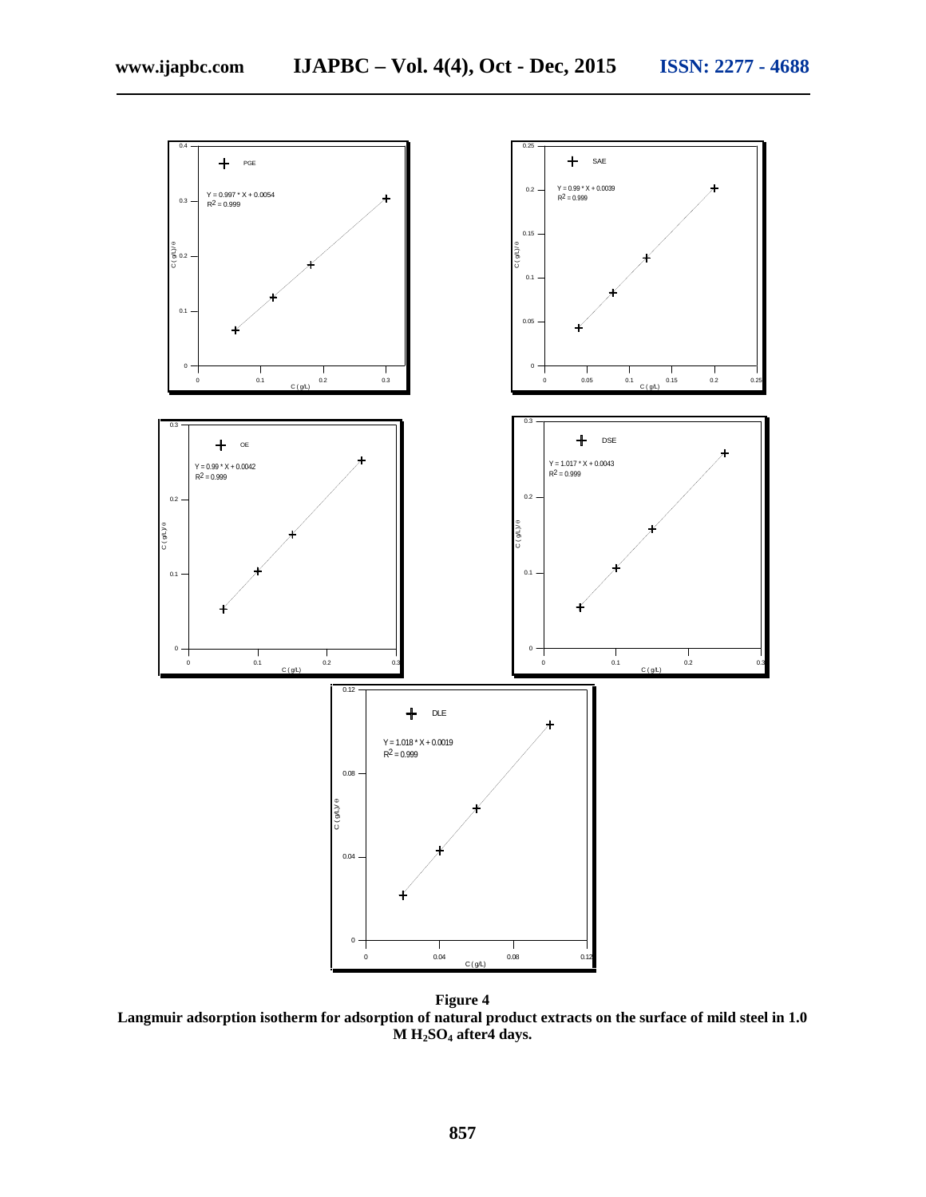**Figure 4**

**Langmuir adsorption isotherm for adsorption of natural product extracts on the surface of mild steel in 1.0 M $H_2SO_4$ after4 days.**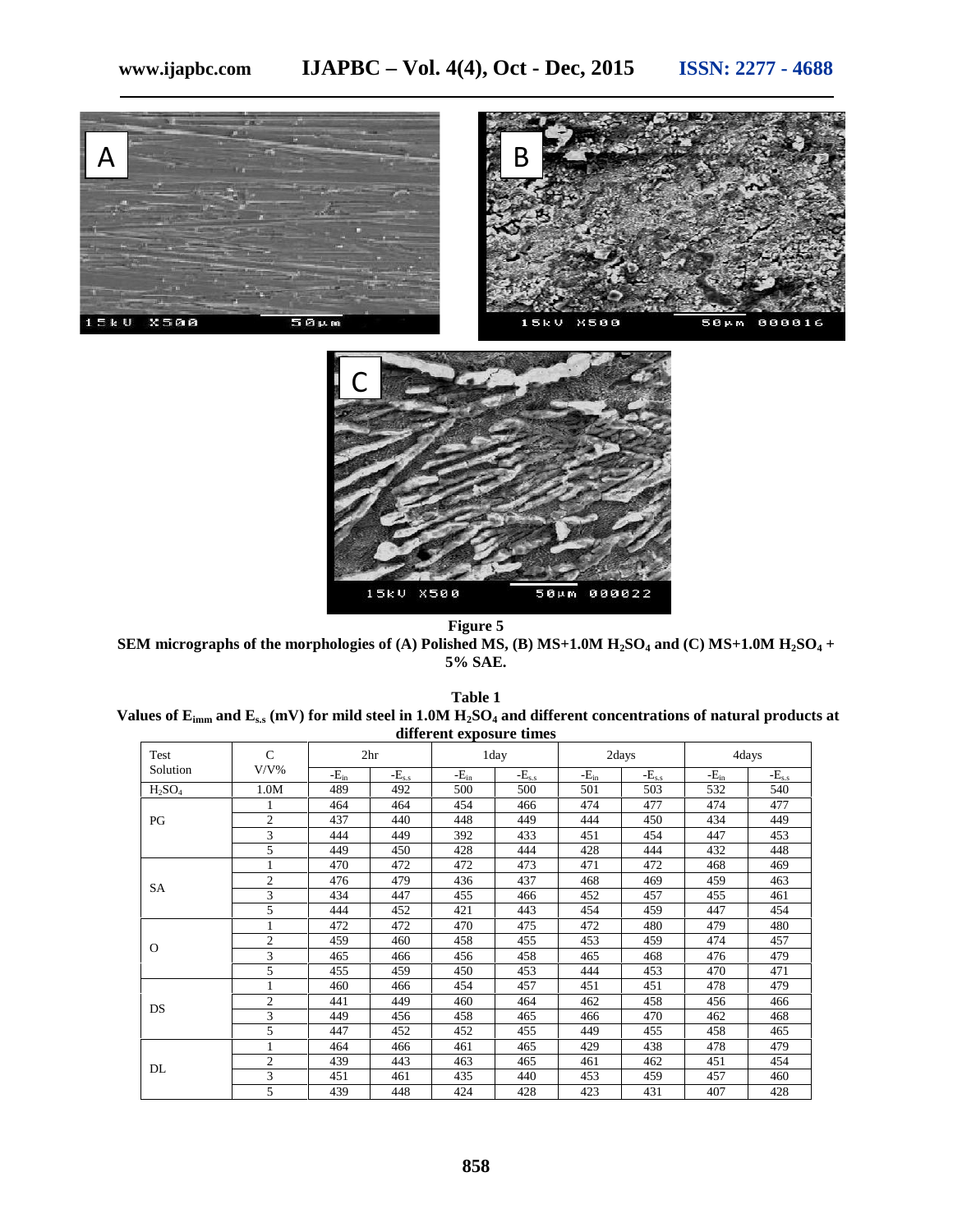**Figure 5**

**SEM micrographs of the morphologies of (A) Polished MS, (B) MS+1.0M $H_2SO_4$ and (C) MS+1.0M $H_2SO_4$ + 5% SAE.**

**Table 1**

**Values of $E_{imm}$ and $E_{s.s}$ (mV) for mild steel in 1.0M $H_2SO_4$ and different concentrations of natural products at different exposure times**

| Test Solution | C V/V% | 2hr | | 1day | | 2days | | 4days | |
|---|---|---|---|---|---|---|---|---|---|
| | | $-E_{in}$ | $-E_{s.s}$ | $-E_{in}$ | $-E_{s.s}$ | $-E_{in}$ | $-E_{s.s}$ | $-E_{in}$ | $-E_{s.s}$ |
| $H_2SO_4$ | 1.0M | 489 | 492 | 500 | 500 | 501 | 503 | 532 | 540 |
| PG | 1 | 464 | 464 | 454 | 466 | 474 | 477 | 474 | 477 |
| | 2 | 437 | 440 | 448 | 449 | 444 | 450 | 434 | 449 |
| | 3 | 444 | 449 | 392 | 433 | 451 | 454 | 447 | 453 |
| | 5 | 449 | 450 | 428 | 444 | 428 | 444 | 432 | 448 |
| SA | 1 | 470 | 472 | 472 | 473 | 471 | 472 | 468 | 469 |
| | 2 | 476 | 479 | 436 | 437 | 468 | 469 | 459 | 463 |
| | 3 | 434 | 447 | 455 | 466 | 452 | 457 | 455 | 461 |
| | 5 | 444 | 452 | 421 | 443 | 454 | 459 | 447 | 454 |
| O | 1 | 472 | 472 | 470 | 475 | 472 | 480 | 479 | 480 |
| | 2 | 459 | 460 | 458 | 455 | 453 | 459 | 474 | 457 |
| | 3 | 465 | 466 | 456 | 458 | 465 | 468 | 476 | 479 |
| | 5 | 455 | 459 | 450 | 453 | 444 | 453 | 470 | 471 |
| DS | 1 | 460 | 466 | 454 | 457 | 451 | 451 | 478 | 479 |
| | 2 | 441 | 449 | 460 | 464 | 462 | 458 | 456 | 466 |
| | 3 | 449 | 456 | 458 | 465 | 466 | 470 | 462 | 468 |
| | 5 | 447 | 452 | 452 | 455 | 449 | 455 | 458 | 465 |
| DL | 1 | 464 | 466 | 461 | 465 | 429 | 438 | 478 | 479 |
| | 2 | 439 | 443 | 463 | 465 | 461 | 462 | 451 | 454 |
| | 3 | 451 | 461 | 435 | 440 | 453 | 459 | 457 | 460 |
| | 5 | 439 | 448 | 424 | 428 | 423 | 431 | 407 | 428 |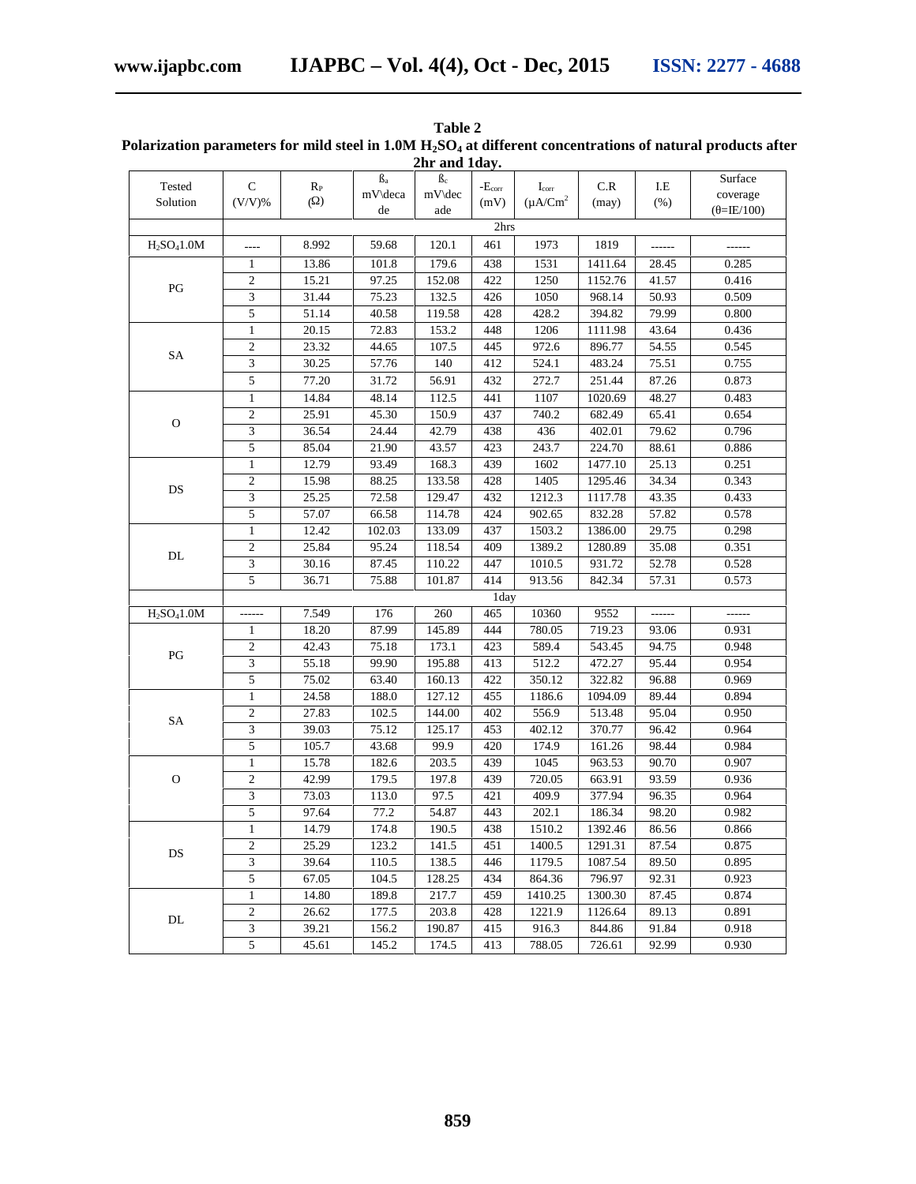**Table 2**

**Polarization parameters for mild steel in 1.0M $H_2SO_4$ at different concentrations of natural products after 2hr and 1day.**

| Tested Solution | C (V/V)% | $R_P$ (Ω) | $ß_a$ mV\decade | $ß_c$ mV\decade | $-E_{corr}$ (mV) | $I_{corr}$ (μA/Cm$^2$) | C.R (may) | I.E (%) | Surface coverage (θ=IE/100) |
|---|---|---|---|---|---|---|---|---|---|
| | | | | | 2hrs | | | | |
| $H_2SO_4$1.0M | ---- | 8.992 | 59.68 | 120.1 | 461 | 1973 | 1819 | ------ | ------ |
| PG | 1 | 13.86 | 101.8 | 179.6 | 438 | 1531 | 1411.64 | 28.45 | 0.285 |
| | 2 | 15.21 | 97.25 | 152.08 | 422 | 1250 | 1152.76 | 41.57 | 0.416 |
| | 3 | 31.44 | 75.23 | 132.5 | 426 | 1050 | 968.14 | 50.93 | 0.509 |
| | 5 | 51.14 | 40.58 | 119.58 | 428 | 428.2 | 394.82 | 79.99 | 0.800 |
| SA | 1 | 20.15 | 72.83 | 153.2 | 448 | 1206 | 1111.98 | 43.64 | 0.436 |
| | 2 | 23.32 | 44.65 | 107.5 | 445 | 972.6 | 896.77 | 54.55 | 0.545 |
| | 3 | 30.25 | 57.76 | 140 | 412 | 524.1 | 483.24 | 75.51 | 0.755 |
| | 5 | 77.20 | 31.72 | 56.91 | 432 | 272.7 | 251.44 | 87.26 | 0.873 |
| O | 1 | 14.84 | 48.14 | 112.5 | 441 | 1107 | 1020.69 | 48.27 | 0.483 |
| | 2 | 25.91 | 45.30 | 150.9 | 437 | 740.2 | 682.49 | 65.41 | 0.654 |
| | 3 | 36.54 | 24.44 | 42.79 | 438 | 436 | 402.01 | 79.62 | 0.796 |
| | 5 | 85.04 | 21.90 | 43.57 | 423 | 243.7 | 224.70 | 88.61 | 0.886 |
| DS | 1 | 12.79 | 93.49 | 168.3 | 439 | 1602 | 1477.10 | 25.13 | 0.251 |
| | 2 | 15.98 | 88.25 | 133.58 | 428 | 1405 | 1295.46 | 34.34 | 0.343 |
| | 3 | 25.25 | 72.58 | 129.47 | 432 | 1212.3 | 1117.78 | 43.35 | 0.433 |
| | 5 | 57.07 | 66.58 | 114.78 | 424 | 902.65 | 832.28 | 57.82 | 0.578 |
| DL | 1 | 12.42 | 102.03 | 133.09 | 437 | 1503.2 | 1386.00 | 29.75 | 0.298 |
| | 2 | 25.84 | 95.24 | 118.54 | 409 | 1389.2 | 1280.89 | 35.08 | 0.351 |
| | 3 | 30.16 | 87.45 | 110.22 | 447 | 1010.5 | 931.72 | 52.78 | 0.528 |
| | 5 | 36.71 | 75.88 | 101.87 | 414 | 913.56 | 842.34 | 57.31 | 0.573 |
| | | | | | 1day | | | | |
| $H_2SO_4$1.0M | ------ | 7.549 | 176 | 260 | 465 | 10360 | 9552 | ------ | ------ |
| PG | 1 | 18.20 | 87.99 | 145.89 | 444 | 780.05 | 719.23 | 93.06 | 0.931 |
| | 2 | 42.43 | 75.18 | 173.1 | 423 | 589.4 | 543.45 | 94.75 | 0.948 |
| | 3 | 55.18 | 99.90 | 195.88 | 413 | 512.2 | 472.27 | 95.44 | 0.954 |
| | 5 | 75.02 | 63.40 | 160.13 | 422 | 350.12 | 322.82 | 96.88 | 0.969 |
| SA | 1 | 24.58 | 188.0 | 127.12 | 455 | 1186.6 | 1094.09 | 89.44 | 0.894 |
| | 2 | 27.83 | 102.5 | 144.00 | 402 | 556.9 | 513.48 | 95.04 | 0.950 |
| | 3 | 39.03 | 75.12 | 125.17 | 453 | 402.12 | 370.77 | 96.42 | 0.964 |
| | 5 | 105.7 | 43.68 | 99.9 | 420 | 174.9 | 161.26 | 98.44 | 0.984 |
| O | 1 | 15.78 | 182.6 | 203.5 | 439 | 1045 | 963.53 | 90.70 | 0.907 |
| | 2 | 42.99 | 179.5 | 197.8 | 439 | 720.05 | 663.91 | 93.59 | 0.936 |
| | 3 | 73.03 | 113.0 | 97.5 | 421 | 409.9 | 377.94 | 96.35 | 0.964 |
| | 5 | 97.64 | 77.2 | 54.87 | 443 | 202.1 | 186.34 | 98.20 | 0.982 |
| DS | 1 | 14.79 | 174.8 | 190.5 | 438 | 1510.2 | 1392.46 | 86.56 | 0.866 |
| | 2 | 25.29 | 123.2 | 141.5 | 451 | 1400.5 | 1291.31 | 87.54 | 0.875 |
| | 3 | 39.64 | 110.5 | 138.5 | 446 | 1179.5 | 1087.54 | 89.50 | 0.895 |
| | 5 | 67.05 | 104.5 | 128.25 | 434 | 864.36 | 796.97 | 92.31 | 0.923 |
| DL | 1 | 14.80 | 189.8 | 217.7 | 459 | 1410.25 | 1300.30 | 87.45 | 0.874 |
| | 2 | 26.62 | 177.5 | 203.8 | 428 | 1221.9 | 1126.64 | 89.13 | 0.891 |
| | 3 | 39.21 | 156.2 | 190.87 | 415 | 916.3 | 844.86 | 91.84 | 0.918 |
| | 5 | 45.61 | 145.2 | 174.5 | 413 | 788.05 | 726.61 | 92.99 | 0.930 |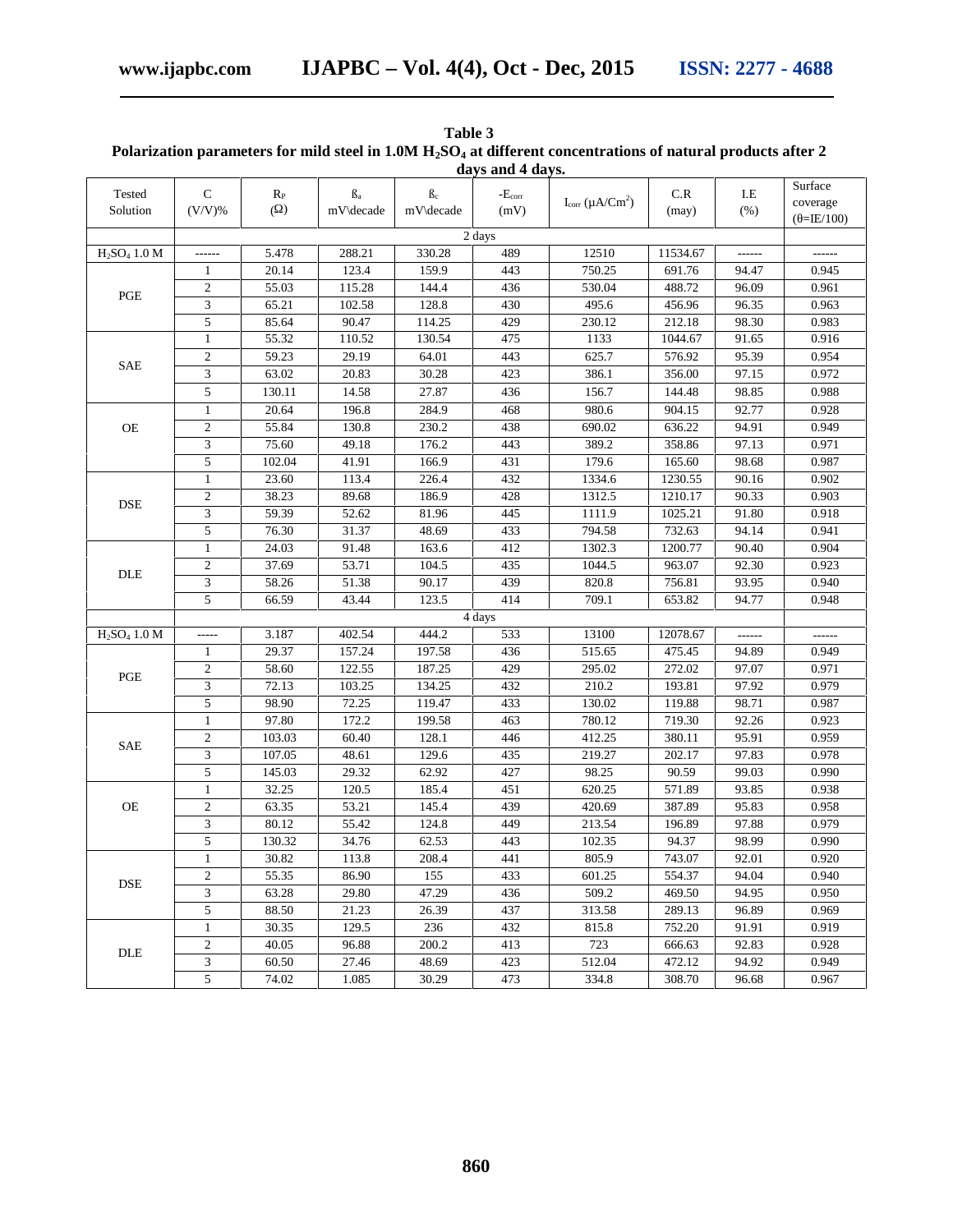**Table 3**
**Polarization parameters for mild steel in 1.0M $H_2SO_4$ at different concentrations of natural products after 2 days and 4 days.**

| Tested Solution | C (V/V)% | $R_P$ (Ω) | ß$_a$ mV\decade | ß$_c$ mV\decade | $-E_{corr}$ (mV) | $I_{corr}$ (µA/Cm$^2$) | C.R (may) | I.E (%) | Surface coverage (θ=IE/100) |
|---|---|---|---|---|---|---|---|---|---|
| | | | | | 2 days | | | | |
| $H_2SO_4$ 1.0 M | ------ | 5.478 | 288.21 | 330.28 | 489 | 12510 | 11534.67 | ------ | ------ |
| PGE | 1 | 20.14 | 123.4 | 159.9 | 443 | 750.25 | 691.76 | 94.47 | 0.945 |
| | 2 | 55.03 | 115.28 | 144.4 | 436 | 530.04 | 488.72 | 96.09 | 0.961 |
| | 3 | 65.21 | 102.58 | 128.8 | 430 | 495.6 | 456.96 | 96.35 | 0.963 |
| | 5 | 85.64 | 90.47 | 114.25 | 429 | 230.12 | 212.18 | 98.30 | 0.983 |
| SAE | 1 | 55.32 | 110.52 | 130.54 | 475 | 1133 | 1044.67 | 91.65 | 0.916 |
| | 2 | 59.23 | 29.19 | 64.01 | 443 | 625.7 | 576.92 | 95.39 | 0.954 |
| | 3 | 63.02 | 20.83 | 30.28 | 423 | 386.1 | 356.00 | 97.15 | 0.972 |
| | 5 | 130.11 | 14.58 | 27.87 | 436 | 156.7 | 144.48 | 98.85 | 0.988 |
| OE | 1 | 20.64 | 196.8 | 284.9 | 468 | 980.6 | 904.15 | 92.77 | 0.928 |
| | 2 | 55.84 | 130.8 | 230.2 | 438 | 690.02 | 636.22 | 94.91 | 0.949 |
| | 3 | 75.60 | 49.18 | 176.2 | 443 | 389.2 | 358.86 | 97.13 | 0.971 |
| | 5 | 102.04 | 41.91 | 166.9 | 431 | 179.6 | 165.60 | 98.68 | 0.987 |
| DSE | 1 | 23.60 | 113.4 | 226.4 | 432 | 1334.6 | 1230.55 | 90.16 | 0.902 |
| | 2 | 38.23 | 89.68 | 186.9 | 428 | 1312.5 | 1210.17 | 90.33 | 0.903 |
| | 3 | 59.39 | 52.62 | 81.96 | 445 | 1111.9 | 1025.21 | 91.80 | 0.918 |
| | 5 | 76.30 | 31.37 | 48.69 | 433 | 794.58 | 732.63 | 94.14 | 0.941 |
| DLE | 1 | 24.03 | 91.48 | 163.6 | 412 | 1302.3 | 1200.77 | 90.40 | 0.904 |
| | 2 | 37.69 | 53.71 | 104.5 | 435 | 1044.5 | 963.07 | 92.30 | 0.923 |
| | 3 | 58.26 | 51.38 | 90.17 | 439 | 820.8 | 756.81 | 93.95 | 0.940 |
| | 5 | 66.59 | 43.44 | 123.5 | 414 | 709.1 | 653.82 | 94.77 | 0.948 |
| | | | | | 4 days | | | | |
| $H_2SO_4$ 1.0 M | ----- | 3.187 | 402.54 | 444.2 | 533 | 13100 | 12078.67 | ------ | ------ |
| PGE | 1 | 29.37 | 157.24 | 197.58 | 436 | 515.65 | 475.45 | 94.89 | 0.949 |
| | 2 | 58.60 | 122.55 | 187.25 | 429 | 295.02 | 272.02 | 97.07 | 0.971 |
| | 3 | 72.13 | 103.25 | 134.25 | 432 | 210.2 | 193.81 | 97.92 | 0.979 |
| | 5 | 98.90 | 72.25 | 119.47 | 433 | 130.02 | 119.88 | 98.71 | 0.987 |
| SAE | 1 | 97.80 | 172.2 | 199.58 | 463 | 780.12 | 719.30 | 92.26 | 0.923 |
| | 2 | 103.03 | 60.40 | 128.1 | 446 | 412.25 | 380.11 | 95.91 | 0.959 |
| | 3 | 107.05 | 48.61 | 129.6 | 435 | 219.27 | 202.17 | 97.83 | 0.978 |
| | 5 | 145.03 | 29.32 | 62.92 | 427 | 98.25 | 90.59 | 99.03 | 0.990 |
| OE | 1 | 32.25 | 120.5 | 185.4 | 451 | 620.25 | 571.89 | 93.85 | 0.938 |
| | 2 | 63.35 | 53.21 | 145.4 | 439 | 420.69 | 387.89 | 95.83 | 0.958 |
| | 3 | 80.12 | 55.42 | 124.8 | 449 | 213.54 | 196.89 | 97.88 | 0.979 |
| | 5 | 130.32 | 34.76 | 62.53 | 443 | 102.35 | 94.37 | 98.99 | 0.990 |
| DSE | 1 | 30.82 | 113.8 | 208.4 | 441 | 805.9 | 743.07 | 92.01 | 0.920 |
| | 2 | 55.35 | 86.90 | 155 | 433 | 601.25 | 554.37 | 94.04 | 0.940 |
| | 3 | 63.28 | 29.80 | 47.29 | 436 | 509.2 | 469.50 | 94.95 | 0.950 |
| | 5 | 88.50 | 21.23 | 26.39 | 437 | 313.58 | 289.13 | 96.89 | 0.969 |
| DLE | 1 | 30.35 | 129.5 | 236 | 432 | 815.8 | 752.20 | 91.91 | 0.919 |
| | 2 | 40.05 | 96.88 | 200.2 | 413 | 723 | 666.63 | 92.83 | 0.928 |
| | 3 | 60.50 | 27.46 | 48.69 | 423 | 512.04 | 472.12 | 94.92 | 0.949 |
| | 5 | 74.02 | 1.085 | 30.29 | 473 | 334.8 | 308.70 | 96.68 | 0.967 |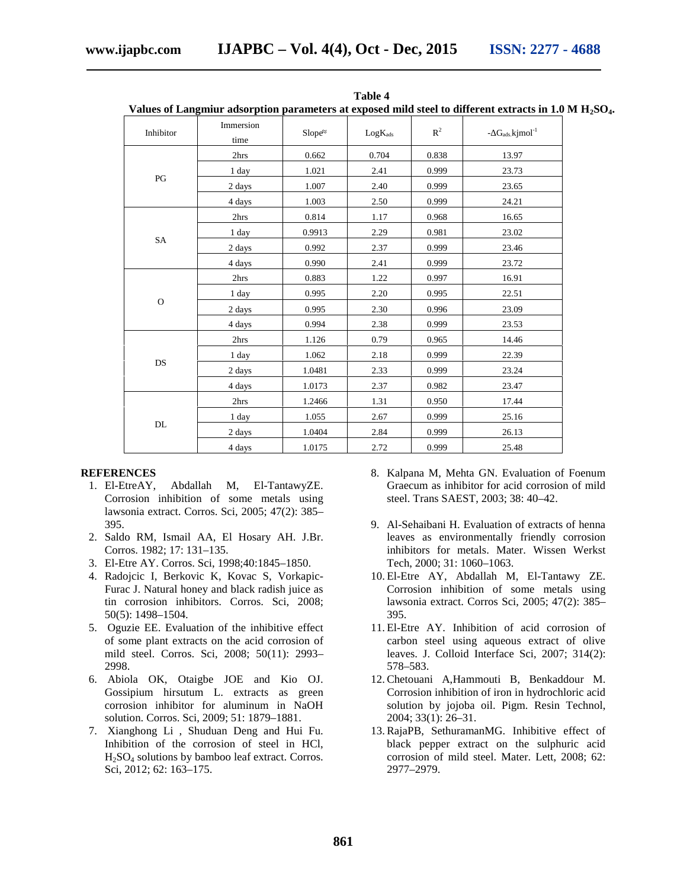**Table 4**
**Values of Langmiur adsorption parameters at exposed mild steel to different extracts in 1.0 M $H_2SO_4$.**

| Inhibitor | Immersion time | Slope≈ | $LogK_{ads}$ | $R^2$ | $-\Delta G_{ads}$.kjmol$^{-1}$ |
|---|---|---|---|---|---|
| PG | 2hrs | 0.662 | 0.704 | 0.838 | 13.97 |
| | 1 day | 1.021 | 2.41 | 0.999 | 23.73 |
| | 2 days | 1.007 | 2.40 | 0.999 | 23.65 |
| | 4 days | 1.003 | 2.50 | 0.999 | 24.21 |
| SA | 2hrs | 0.814 | 1.17 | 0.968 | 16.65 |
| | 1 day | 0.9913 | 2.29 | 0.981 | 23.02 |
| | 2 days | 0.992 | 2.37 | 0.999 | 23.46 |
| | 4 days | 0.990 | 2.41 | 0.999 | 23.72 |
| O | 2hrs | 0.883 | 1.22 | 0.997 | 16.91 |
| | 1 day | 0.995 | 2.20 | 0.995 | 22.51 |
| | 2 days | 0.995 | 2.30 | 0.996 | 23.09 |
| | 4 days | 0.994 | 2.38 | 0.999 | 23.53 |
| DS | 2hrs | 1.126 | 0.79 | 0.965 | 14.46 |
| | 1 day | 1.062 | 2.18 | 0.999 | 22.39 |
| | 2 days | 1.0481 | 2.33 | 0.999 | 23.24 |
| | 4 days | 1.0173 | 2.37 | 0.982 | 23.47 |
| DL | 2hrs | 1.2466 | 1.31 | 0.950 | 17.44 |
| | 1 day | 1.055 | 2.67 | 0.999 | 25.16 |
| | 2 days | 1.0404 | 2.84 | 0.999 | 26.13 |
| | 4 days | 1.0175 | 2.72 | 0.999 | 25.48 |

## REFERENCES

1. El-EtreAY, Abdallah M, El-TantawyZE. Corrosion inhibition of some metals using lawsonia extract. Corros. Sci, 2005; 47(2): 385–395.
2. Saldo RM, Ismail AA, El Hosary AH. J.Br. Corros. 1982; 17: 131–135.
3. El-Etre AY. Corros. Sci, 1998;40:1845–1850.
4. Radojcic I, Berkovic K, Kovac S, Vorkapic-Furac J. Natural honey and black radish juice as tin corrosion inhibitors. Corros. Sci, 2008; 50(5): 1498–1504.
5. Oguzie EE. Evaluation of the inhibitive effect of some plant extracts on the acid corrosion of mild steel. Corros. Sci, 2008; 50(11): 2993–2998.
6. Abiola OK, Otaigbe JOE and Kio OJ. Gossipium hirsutum L. extracts as green corrosion inhibitor for aluminum in NaOH solution. Corros. Sci, 2009; 51: 1879–1881.
7. Xianghong Li , Shuduan Deng and Hui Fu. Inhibition of the corrosion of steel in HCl, $H_2SO_4$ solutions by bamboo leaf extract. Corros. Sci, 2012; 62: 163–175.
8. Kalpana M, Mehta GN. Evaluation of Foenum Graecum as inhibitor for acid corrosion of mild steel. Trans SAEST, 2003; 38: 40–42.
9. Al-Sehaibani H. Evaluation of extracts of henna leaves as environmentally friendly corrosion inhibitors for metals. Mater. Wissen Werkst Tech, 2000; 31: 1060–1063.
10. El-Etre AY, Abdallah M, El-Tantawy ZE. Corrosion inhibition of some metals using lawsonia extract. Corros Sci, 2005; 47(2): 385–395.
11. El-Etre AY. Inhibition of acid corrosion of carbon steel using aqueous extract of olive leaves. J. Colloid Interface Sci, 2007; 314(2): 578–583.
12. Chetouani A,Hammouti B, Benkaddour M. Corrosion inhibition of iron in hydrochloric acid solution by jojoba oil. Pigm. Resin Technol, 2004; 33(1): 26–31.
13. RajaPB, SethuramanMG. Inhibitive effect of black pepper extract on the sulphuric acid corrosion of mild steel. Mater. Lett, 2008; 62: 2977–2979.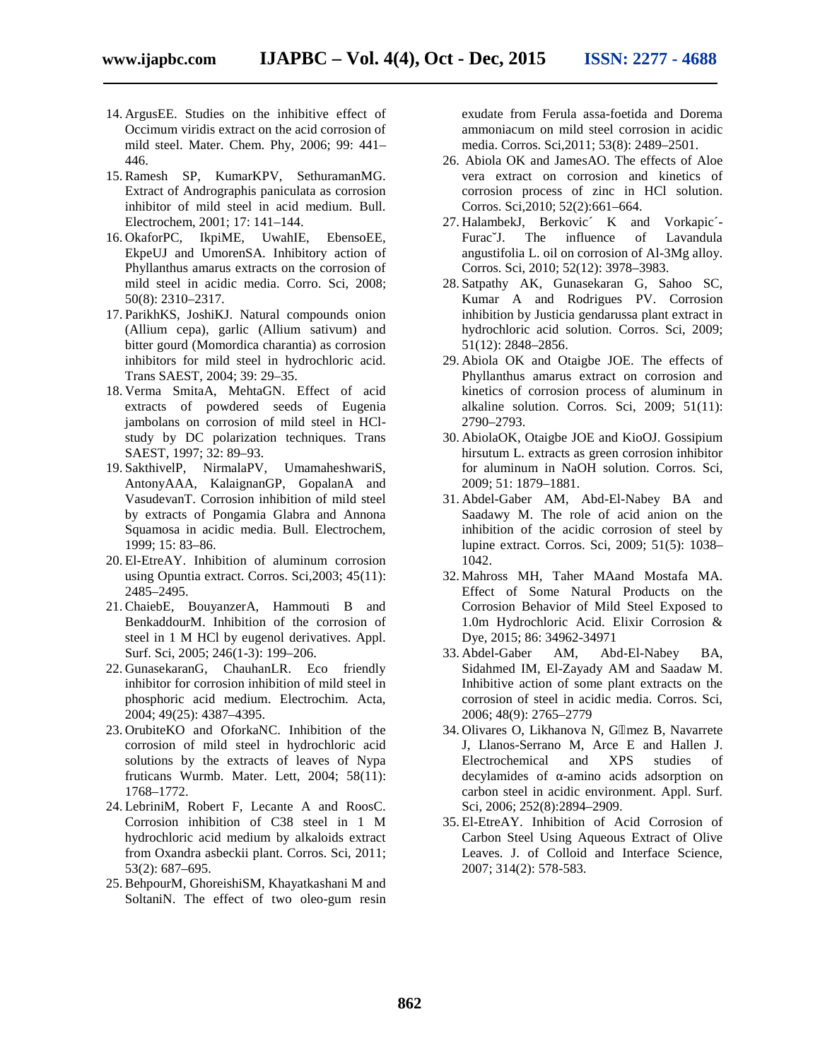14. ArgusEE. Studies on the inhibitive effect of Occimum viridis extract on the acid corrosion of mild steel. Mater. Chem. Phy, 2006; 99: 441–446.
15. Ramesh SP, KumarKPV, SethuramanMG. Extract of Andrographis paniculata as corrosion inhibitor of mild steel in acid medium. Bull. Electrochem, 2001; 17: 141–144.
16. OkaforPC, IkpiME, UwahIE, EbensoEE, EkpeUJ and UmorenSA. Inhibitory action of Phyllanthus amarus extracts on the corrosion of mild steel in acidic media. Corro. Sci, 2008; 50(8): 2310–2317.
17. ParikhKS, JoshiKJ. Natural compounds onion (Allium cepa), garlic (Allium sativum) and bitter gourd (Momordica charantia) as corrosion inhibitors for mild steel in hydrochloric acid. Trans SAEST, 2004; 39: 29–35.
18. Verma SmitaA, MehtaGN. Effect of acid extracts of powdered seeds of Eugenia jambolans on corrosion of mild steel in HCl-study by DC polarization techniques. Trans SAEST, 1997; 32: 89–93.
19. SakthivelP, NirmalaPV, UmamaheshwariS, AntonyAAA, KalaignanGP, GopalanA and VasudevanT. Corrosion inhibition of mild steel by extracts of Pongamia Glabra and Annona Squamosa in acidic media. Bull. Electrochem, 1999; 15: 83–86.
20. El-EtreAY. Inhibition of aluminum corrosion using Opuntia extract. Corros. Sci,2003; 45(11): 2485–2495.
21. ChaiebE, BouyanzerA, Hammouti B and BenkaddourM. Inhibition of the corrosion of steel in 1 M HCl by eugenol derivatives. Appl. Surf. Sci, 2005; 246(1-3): 199–206.
22. GunasekaranG, ChauhanLR. Eco friendly inhibitor for corrosion inhibition of mild steel in phosphoric acid medium. Electrochim. Acta, 2004; 49(25): 4387–4395.
23. OrubiteKO and OforkaNC. Inhibition of the corrosion of mild steel in hydrochloric acid solutions by the extracts of leaves of Nypa fruticans Wurmb. Mater. Lett, 2004; 58(11): 1768–1772.
24. LebriniM, Robert F, Lecante A and RoosC. Corrosion inhibition of C38 steel in 1 M hydrochloric acid medium by alkaloids extract from Oxandra asbeckii plant. Corros. Sci, 2011; 53(2): 687–695.
25. BehpourM, GhoreishiSM, Khayatkashani M and SoltaniN. The effect of two oleo-gum resin exudate from Ferula assa-foetida and Dorema ammoniacum on mild steel corrosion in acidic media. Corros. Sci,2011; 53(8): 2489–2501.
26. Abiola OK and JamesAO. The effects of Aloe vera extract on corrosion and kinetics of corrosion process of zinc in HCl solution. Corros. Sci,2010; 52(2):661–664.
27. HalambekJ, Berkovic´ K and Vorkapic´-Furacˇ J. The influence of Lavandula angustifolia L. oil on corrosion of Al-3Mg alloy. Corros. Sci, 2010; 52(12): 3978–3983.
28. Satpathy AK, Gunasekaran G, Sahoo SC, Kumar A and Rodrigues PV. Corrosion inhibition by Justicia gendarussa plant extract in hydrochloric acid solution. Corros. Sci, 2009; 51(12): 2848–2856.
29. Abiola OK and Otaigbe JOE. The effects of Phyllanthus amarus extract on corrosion and kinetics of corrosion process of aluminum in alkaline solution. Corros. Sci, 2009; 51(11): 2790–2793.
30. AbiolaOK, Otaigbe JOE and KioOJ. Gossipium hirsutum L. extracts as green corrosion inhibitor for aluminum in NaOH solution. Corros. Sci, 2009; 51: 1879–1881.
31. Abdel-Gaber AM, Abd-El-Nabey BA and Saadawy M. The role of acid anion on the inhibition of the acidic corrosion of steel by lupine extract. Corros. Sci, 2009; 51(5): 1038–1042.
32. Mahross MH, Taher MAand Mostafa MA. Effect of Some Natural Products on the Corrosion Behavior of Mild Steel Exposed to 1.0m Hydrochloric Acid. Elixir Corrosion & Dye, 2015; 86: 34962-34971
33. Abdel-Gaber AM, Abd-El-Nabey BA, Sidahmed IM, El-Zayady AM and Saadaw M. Inhibitive action of some plant extracts on the corrosion of steel in acidic media. Corros. Sci, 2006; 48(9): 2765–2779
34. Olivares O, Likhanova N, Gómez B, Navarrete J, Llanos-Serrano M, Arce E and Hallen J. Electrochemical and XPS studies of decylamides of α-amino acids adsorption on carbon steel in acidic environment. Appl. Surf. Sci, 2006; 252(8):2894–2909.
35. El-EtreAY. Inhibition of Acid Corrosion of Carbon Steel Using Aqueous Extract of Olive Leaves. J. of Colloid and Interface Science, 2007; 314(2): 578-583.